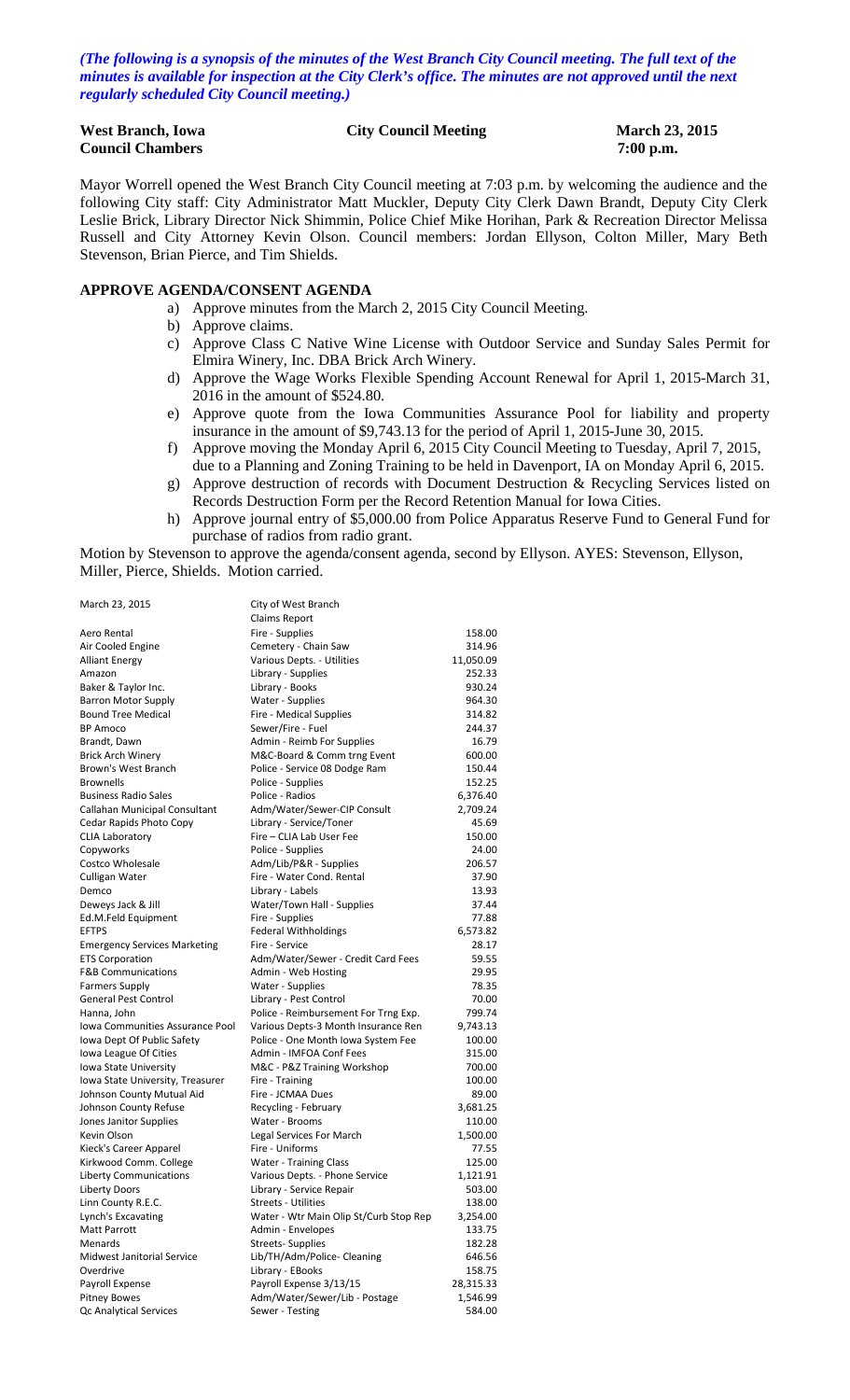*(The following is a synopsis of the minutes of the West Branch City Council meeting. The full text of the minutes is available for inspection at the City Clerk's office. The minutes are not approved until the next regularly scheduled City Council meeting.)*

**West Branch, Iowa** **City Council Meeting** **March 23, 2015**
**Council Chambers** **7:00 p.m.**

Mayor Worrell opened the West Branch City Council meeting at 7:03 p.m. by welcoming the audience and the following City staff: City Administrator Matt Muckler, Deputy City Clerk Dawn Brandt, Deputy City Clerk Leslie Brick, Library Director Nick Shimmin, Police Chief Mike Horihan, Park & Recreation Director Melissa Russell and City Attorney Kevin Olson. Council members: Jordan Ellyson, Colton Miller, Mary Beth Stevenson, Brian Pierce, and Tim Shields.

## APPROVE AGENDA/CONSENT AGENDA

a) Approve minutes from the March 2, 2015 City Council Meeting.
b) Approve claims.
c) Approve Class C Native Wine License with Outdoor Service and Sunday Sales Permit for Elmira Winery, Inc. DBA Brick Arch Winery.
d) Approve the Wage Works Flexible Spending Account Renewal for April 1, 2015-March 31, 2016 in the amount of $524.80.
e) Approve quote from the Iowa Communities Assurance Pool for liability and property insurance in the amount of $9,743.13 for the period of April 1, 2015-June 30, 2015.
f) Approve moving the Monday April 6, 2015 City Council Meeting to Tuesday, April 7, 2015, due to a Planning and Zoning Training to be held in Davenport, IA on Monday April 6, 2015.
g) Approve destruction of records with Document Destruction & Recycling Services listed on Records Destruction Form per the Record Retention Manual for Iowa Cities.
h) Approve journal entry of $5,000.00 from Police Apparatus Reserve Fund to General Fund for purchase of radios from radio grant.

Motion by Stevenson to approve the agenda/consent agenda, second by Ellyson. AYES: Stevenson, Ellyson, Miller, Pierce, Shields. Motion carried.

| March 23, 2015 | City of West Branch | |
|---|---|---|
| | Claims Report | |
| Aero Rental | Fire - Supplies | 158.00 |
| Air Cooled Engine | Cemetery - Chain Saw | 314.96 |
| Alliant Energy | Various Depts. - Utilities | 11,050.09 |
| Amazon | Library - Supplies | 252.33 |
| Baker & Taylor Inc. | Library - Books | 930.24 |
| Barron Motor Supply | Water - Supplies | 964.30 |
| Bound Tree Medical | Fire - Medical Supplies | 314.82 |
| BP Amoco | Sewer/Fire - Fuel | 244.37 |
| Brandt, Dawn | Admin - Reimb For Supplies | 16.79 |
| Brick Arch Winery | M&C-Board & Comm trng Event | 600.00 |
| Brown's West Branch | Police - Service 08 Dodge Ram | 150.44 |
| Brownells | Police - Supplies | 152.25 |
| Business Radio Sales | Police - Radios | 6,376.40 |
| Callahan Municipal Consultant | Adm/Water/Sewer-CIP Consult | 2,709.24 |
| Cedar Rapids Photo Copy | Library - Service/Toner | 45.69 |
| CLIA Laboratory | Fire – CLIA Lab User Fee | 150.00 |
| Copyworks | Police - Supplies | 24.00 |
| Costco Wholesale | Adm/Lib/P&R - Supplies | 206.57 |
| Culligan Water | Fire - Water Cond. Rental | 37.90 |
| Demco | Library - Labels | 13.93 |
| Deweys Jack & Jill | Water/Town Hall - Supplies | 37.44 |
| Ed.M.Feld Equipment | Fire - Supplies | 77.88 |
| EFTPS | Federal Withholdings | 6,573.82 |
| Emergency Services Marketing | Fire - Service | 28.17 |
| ETS Corporation | Adm/Water/Sewer - Credit Card Fees | 59.55 |
| F&B Communications | Admin - Web Hosting | 29.95 |
| Farmers Supply | Water - Supplies | 78.35 |
| General Pest Control | Library - Pest Control | 70.00 |
| Hanna, John | Police - Reimbursement For Trng Exp. | 799.74 |
| Iowa Communities Assurance Pool | Various Depts-3 Month Insurance Ren | 9,743.13 |
| Iowa Dept Of Public Safety | Police - One Month Iowa System Fee | 100.00 |
| Iowa League Of Cities | Admin - IMFOA Conf Fees | 315.00 |
| Iowa State University | M&C - P&Z Training Workshop | 700.00 |
| Iowa State University, Treasurer | Fire - Training | 100.00 |
| Johnson County Mutual Aid | Fire - JCMAA Dues | 89.00 |
| Johnson County Refuse | Recycling - February | 3,681.25 |
| Jones Janitor Supplies | Water - Brooms | 110.00 |
| Kevin Olson | Legal Services For March | 1,500.00 |
| Kieck's Career Apparel | Fire - Uniforms | 77.55 |
| Kirkwood Comm. College | Water - Training Class | 125.00 |
| Liberty Communications | Various Depts. - Phone Service | 1,121.91 |
| Liberty Doors | Library - Service Repair | 503.00 |
| Linn County R.E.C. | Streets - Utilities | 138.00 |
| Lynch's Excavating | Water - Wtr Main Olip St/Curb Stop Rep | 3,254.00 |
| Matt Parrott | Admin - Envelopes | 133.75 |
| Menards | Streets- Supplies | 182.28 |
| Midwest Janitorial Service | Lib/TH/Adm/Police- Cleaning | 646.56 |
| Overdrive | Library - EBooks | 158.75 |
| Payroll Expense | Payroll Expense 3/13/15 | 28,315.33 |
| Pitney Bowes | Adm/Water/Sewer/Lib - Postage | 1,546.99 |
| Qc Analytical Services | Sewer - Testing | 584.00 |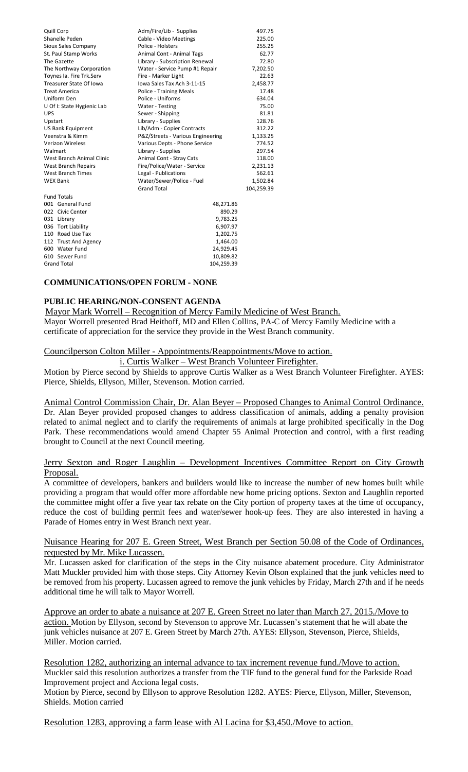| | | |
|---|---|---|
| Quill Corp | Adm/Fire/Lib - Supplies | 497.75 |
| Shanelle Peden | Cable - Video Meetings | 225.00 |
| Sioux Sales Company | Police - Holsters | 255.25 |
| St. Paul Stamp Works | Animal Cont - Animal Tags | 62.77 |
| The Gazette | Library - Subscription Renewal | 72.80 |
| The Northway Corporation | Water - Service Pump #1 Repair | 7,202.50 |
| Toynes Ia. Fire Trk.Serv | Fire - Marker Light | 22.63 |
| Treasurer State Of Iowa | Iowa Sales Tax Ach 3-11-15 | 2,458.77 |
| Treat America | Police - Training Meals | 17.48 |
| Uniform Den | Police - Uniforms | 634.04 |
| U Of I: State Hygienic Lab | Water - Testing | 75.00 |
| UPS | Sewer - Shipping | 81.81 |
| Upstart | Library - Supplies | 128.76 |
| US Bank Equipment | Lib/Adm - Copier Contracts | 312.22 |
| Veenstra & Kimm | P&Z/Streets - Various Engineering | 1,133.25 |
| Verizon Wireless | Various Depts - Phone Service | 774.52 |
| Walmart | Library - Supplies | 297.54 |
| West Branch Animal Clinic | Animal Cont - Stray Cats | 118.00 |
| West Branch Repairs | Fire/Police/Water - Service | 2,231.13 |
| West Branch Times | Legal - Publications | 562.61 |
| WEX Bank | Water/Sewer/Police - Fuel | 1,502.84 |
| | Grand Total | 104,259.39 |

| Fund Totals | |
|---|---|
| 001 General Fund | 48,271.86 |
| 022 Civic Center | 890.29 |
| 031 Library | 9,783.25 |
| 036 Tort Liability | 6,907.97 |
| 110 Road Use Tax | 1,202.75 |
| 112 Trust And Agency | 1,464.00 |
| 600 Water Fund | 24,929.45 |
| 610 Sewer Fund | 10,809.82 |
| Grand Total | 104,259.39 |

**COMMUNICATIONS/OPEN FORUM - NONE**

**PUBLIC HEARING/NON-CONSENT AGENDA**

Mayor Mark Worrell – Recognition of Mercy Family Medicine of West Branch.

Mayor Worrell presented Brad Heithoff, MD and Ellen Collins, PA-C of Mercy Family Medicine with a certificate of appreciation for the service they provide in the West Branch community.

Councilperson Colton Miller - Appointments/Reappointments/Move to action.

i. Curtis Walker – West Branch Volunteer Firefighter.

Motion by Pierce second by Shields to approve Curtis Walker as a West Branch Volunteer Firefighter. AYES: Pierce, Shields, Ellyson, Miller, Stevenson. Motion carried.

Animal Control Commission Chair, Dr. Alan Beyer – Proposed Changes to Animal Control Ordinance.

Dr. Alan Beyer provided proposed changes to address classification of animals, adding a penalty provision related to animal neglect and to clarify the requirements of animals at large prohibited specifically in the Dog Park. These recommendations would amend Chapter 55 Animal Protection and control, with a first reading brought to Council at the next Council meeting.

Jerry Sexton and Roger Laughlin – Development Incentives Committee Report on City Growth Proposal.

A committee of developers, bankers and builders would like to increase the number of new homes built while providing a program that would offer more affordable new home pricing options. Sexton and Laughlin reported the committee might offer a five year tax rebate on the City portion of property taxes at the time of occupancy, reduce the cost of building permit fees and water/sewer hook-up fees. They are also interested in having a Parade of Homes entry in West Branch next year.

Nuisance Hearing for 207 E. Green Street, West Branch per Section 50.08 of the Code of Ordinances, requested by Mr. Mike Lucassen.

Mr. Lucassen asked for clarification of the steps in the City nuisance abatement procedure. City Administrator Matt Muckler provided him with those steps. City Attorney Kevin Olson explained that the junk vehicles need to be removed from his property. Lucassen agreed to remove the junk vehicles by Friday, March 27th and if he needs additional time he will talk to Mayor Worrell.

Approve an order to abate a nuisance at 207 E. Green Street no later than March 27, 2015./Move to action. Motion by Ellyson, second by Stevenson to approve Mr. Lucassen's statement that he will abate the junk vehicles nuisance at 207 E. Green Street by March 27th. AYES: Ellyson, Stevenson, Pierce, Shields, Miller. Motion carried.

Resolution 1282, authorizing an internal advance to tax increment revenue fund./Move to action.

Muckler said this resolution authorizes a transfer from the TIF fund to the general fund for the Parkside Road Improvement project and Acciona legal costs.

Motion by Pierce, second by Ellyson to approve Resolution 1282. AYES: Pierce, Ellyson, Miller, Stevenson, Shields. Motion carried

Resolution 1283, approving a farm lease with Al Lacina for $3,450./Move to action.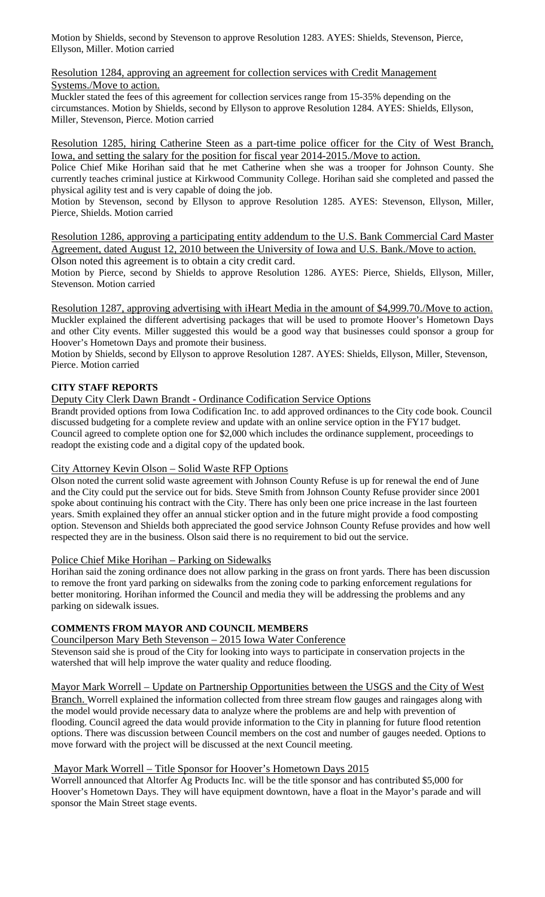Motion by Shields, second by Stevenson to approve Resolution 1283. AYES: Shields, Stevenson, Pierce, Ellyson, Miller. Motion carried

Resolution 1284, approving an agreement for collection services with Credit Management Systems./Move to action.

Muckler stated the fees of this agreement for collection services range from 15-35% depending on the circumstances. Motion by Shields, second by Ellyson to approve Resolution 1284. AYES: Shields, Ellyson, Miller, Stevenson, Pierce. Motion carried

Resolution 1285, hiring Catherine Steen as a part-time police officer for the City of West Branch, Iowa, and setting the salary for the position for fiscal year 2014-2015./Move to action.

Police Chief Mike Horihan said that he met Catherine when she was a trooper for Johnson County. She currently teaches criminal justice at Kirkwood Community College. Horihan said she completed and passed the physical agility test and is very capable of doing the job.

Motion by Stevenson, second by Ellyson to approve Resolution 1285. AYES: Stevenson, Ellyson, Miller, Pierce, Shields. Motion carried

Resolution 1286, approving a participating entity addendum to the U.S. Bank Commercial Card Master Agreement, dated August 12, 2010 between the University of Iowa and U.S. Bank./Move to action.

Olson noted this agreement is to obtain a city credit card.

Motion by Pierce, second by Shields to approve Resolution 1286. AYES: Pierce, Shields, Ellyson, Miller, Stevenson. Motion carried

Resolution 1287, approving advertising with iHeart Media in the amount of $4,999.70./Move to action.

Muckler explained the different advertising packages that will be used to promote Hoover's Hometown Days and other City events. Miller suggested this would be a good way that businesses could sponsor a group for Hoover's Hometown Days and promote their business.

Motion by Shields, second by Ellyson to approve Resolution 1287. AYES: Shields, Ellyson, Miller, Stevenson, Pierce. Motion carried

**CITY STAFF REPORTS**

Deputy City Clerk Dawn Brandt - Ordinance Codification Service Options

Brandt provided options from Iowa Codification Inc. to add approved ordinances to the City code book. Council discussed budgeting for a complete review and update with an online service option in the FY17 budget. Council agreed to complete option one for $2,000 which includes the ordinance supplement, proceedings to readopt the existing code and a digital copy of the updated book.

City Attorney Kevin Olson – Solid Waste RFP Options

Olson noted the current solid waste agreement with Johnson County Refuse is up for renewal the end of June and the City could put the service out for bids. Steve Smith from Johnson County Refuse provider since 2001 spoke about continuing his contract with the City. There has only been one price increase in the last fourteen years. Smith explained they offer an annual sticker option and in the future might provide a food composting option. Stevenson and Shields both appreciated the good service Johnson County Refuse provides and how well respected they are in the business. Olson said there is no requirement to bid out the service.

Police Chief Mike Horihan – Parking on Sidewalks

Horihan said the zoning ordinance does not allow parking in the grass on front yards. There has been discussion to remove the front yard parking on sidewalks from the zoning code to parking enforcement regulations for better monitoring. Horihan informed the Council and media they will be addressing the problems and any parking on sidewalk issues.

**COMMENTS FROM MAYOR AND COUNCIL MEMBERS**

Councilperson Mary Beth Stevenson – 2015 Iowa Water Conference

Stevenson said she is proud of the City for looking into ways to participate in conservation projects in the watershed that will help improve the water quality and reduce flooding.

Mayor Mark Worrell – Update on Partnership Opportunities between the USGS and the City of West Branch. Worrell explained the information collected from three stream flow gauges and raingages along with the model would provide necessary data to analyze where the problems are and help with prevention of flooding. Council agreed the data would provide information to the City in planning for future flood retention options. There was discussion between Council members on the cost and number of gauges needed. Options to move forward with the project will be discussed at the next Council meeting.

Mayor Mark Worrell – Title Sponsor for Hoover's Hometown Days 2015

Worrell announced that Altorfer Ag Products Inc. will be the title sponsor and has contributed $5,000 for Hoover's Hometown Days. They will have equipment downtown, have a float in the Mayor's parade and will sponsor the Main Street stage events.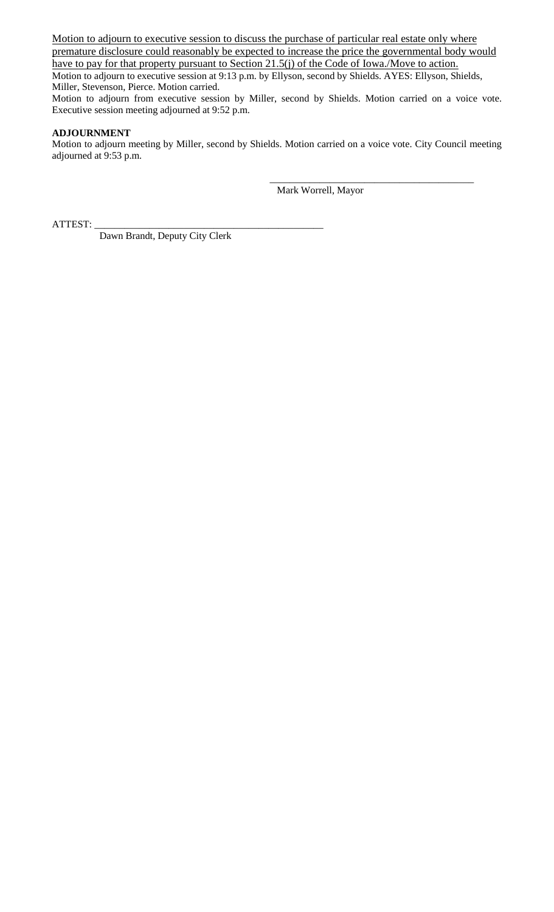Motion to adjourn to executive session to discuss the purchase of particular real estate only where premature disclosure could reasonably be expected to increase the price the governmental body would have to pay for that property pursuant to Section 21.5(j) of the Code of Iowa./Move to action.

Motion to adjourn to executive session at 9:13 p.m. by Ellyson, second by Shields. AYES: Ellyson, Shields, Miller, Stevenson, Pierce. Motion carried.

Motion to adjourn from executive session by Miller, second by Shields. Motion carried on a voice vote. Executive session meeting adjourned at 9:52 p.m.

**ADJOURNMENT**

Motion to adjourn meeting by Miller, second by Shields. Motion carried on a voice vote. City Council meeting adjourned at 9:53 p.m.

\_\_\_\_\_\_\_\_\_\_\_\_\_\_\_\_\_\_\_\_\_\_\_\_\_\_\_\_\_\_\_\_\_\_\_\_\_\_\_\_
Mark Worrell, Mayor

ATTEST: \_\_\_\_\_\_\_\_\_\_\_\_\_\_\_\_\_\_\_\_\_\_\_\_\_\_\_\_\_\_\_\_\_\_\_\_\_\_\_\_\_\_\_\_\_\_
Dawn Brandt, Deputy City Clerk